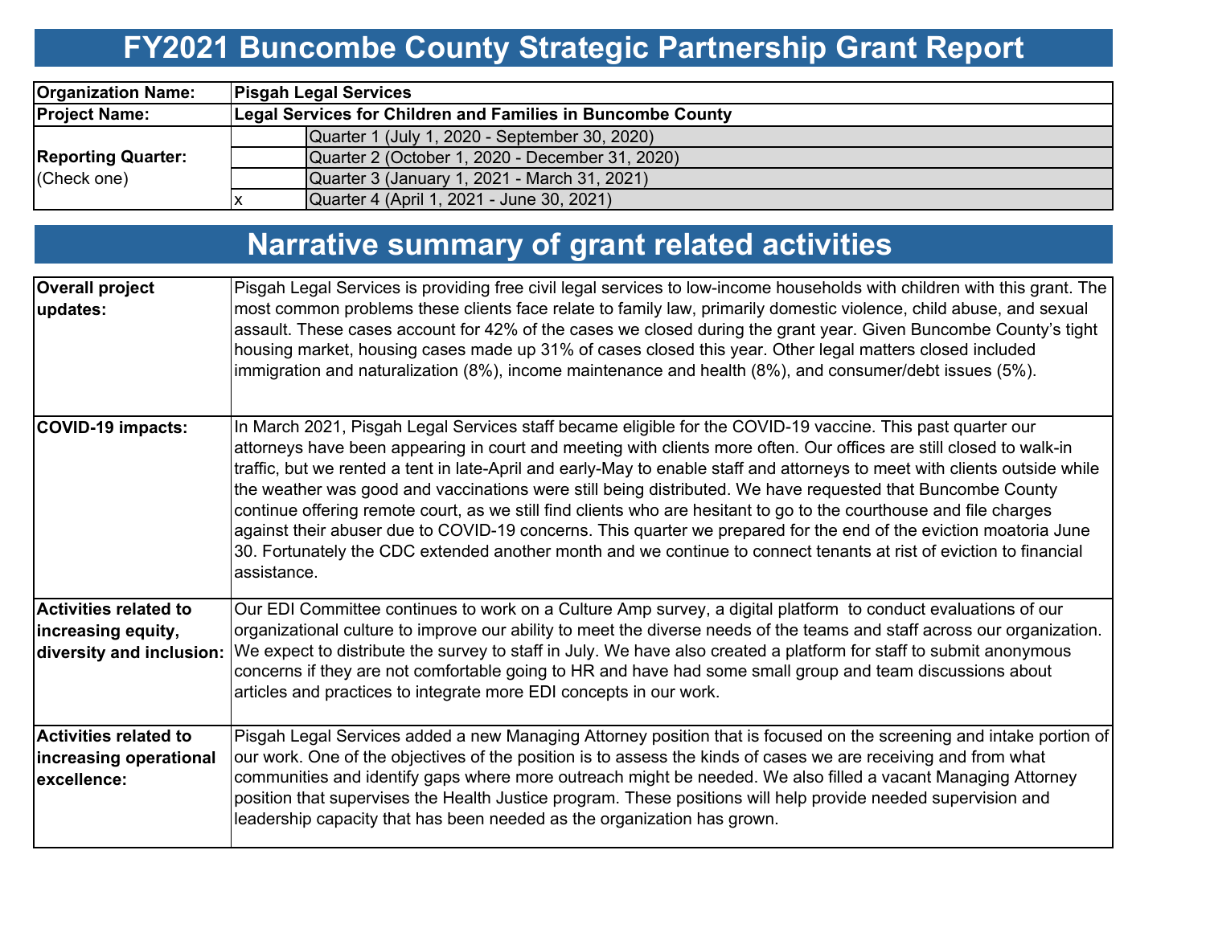# FY2021 Buncombe County Strategic Partnership Grant Report

| | | |
|---|---|---|
| **Organization Name:** | **Pisgah Legal Services** | |
| **Project Name:** | **Legal Services for Children and Families in Buncombe County** | |
| **Reporting Quarter:** (Check one) | | Quarter 1 (July 1, 2020 - September 30, 2020) |
| | | Quarter 2 (October 1, 2020 - December 31, 2020) |
| | | Quarter 3 (January 1, 2021 - March 31, 2021) |
| | x | Quarter 4 (April 1, 2021 - June 30, 2021) |

# Narrative summary of grant related activities

| | |
|---|---|
| **Overall project updates:** | Pisgah Legal Services is providing free civil legal services to low-income households with children with this grant. The most common problems these clients face relate to family law, primarily domestic violence, child abuse, and sexual assault. These cases account for 42% of the cases we closed during the grant year. Given Buncombe County's tight housing market, housing cases made up 31% of cases closed this year. Other legal matters closed included immigration and naturalization (8%), income maintenance and health (8%), and consumer/debt issues (5%). |
| **COVID-19 impacts:** | In March 2021, Pisgah Legal Services staff became eligible for the COVID-19 vaccine. This past quarter our attorneys have been appearing in court and meeting with clients more often. Our offices are still closed to walk-in traffic, but we rented a tent in late-April and early-May to enable staff and attorneys to meet with clients outside while the weather was good and vaccinations were still being distributed. We have requested that Buncombe County continue offering remote court, as we still find clients who are hesitant to go to the courthouse and file charges against their abuser due to COVID-19 concerns. This quarter we prepared for the end of the eviction moatoria June 30. Fortunately the CDC extended another month and we continue to connect tenants at rist of eviction to financial assistance. |
| **Activities related to increasing equity, diversity and inclusion:** | Our EDI Committee continues to work on a Culture Amp survey, a digital platform to conduct evaluations of our organizational culture to improve our ability to meet the diverse needs of the teams and staff across our organization. We expect to distribute the survey to staff in July. We have also created a platform for staff to submit anonymous concerns if they are not comfortable going to HR and have had some small group and team discussions about articles and practices to integrate more EDI concepts in our work. |
| **Activities related to increasing operational excellence:** | Pisgah Legal Services added a new Managing Attorney position that is focused on the screening and intake portion of our work. One of the objectives of the position is to assess the kinds of cases we are receiving and from what communities and identify gaps where more outreach might be needed. We also filled a vacant Managing Attorney position that supervises the Health Justice program. These positions will help provide needed supervision and leadership capacity that has been needed as the organization has grown. |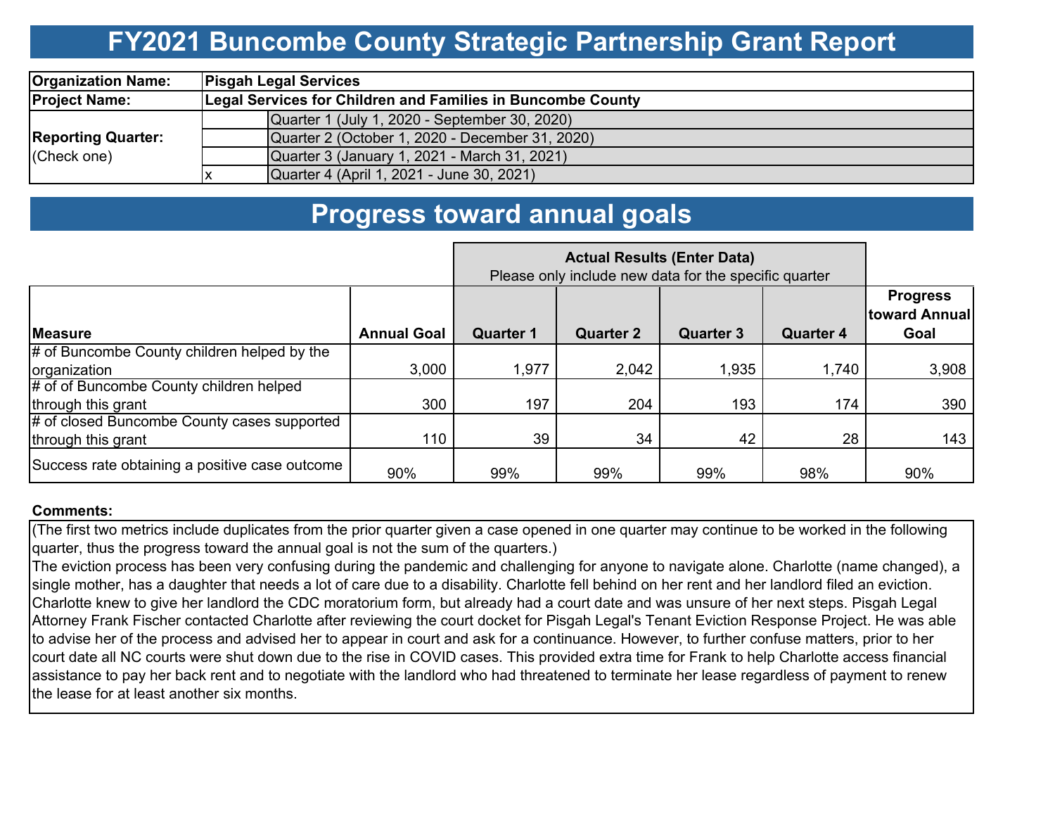# FY2021 Buncombe County Strategic Partnership Grant Report

| | | |
|---|---|---|
| **Organization Name:** | **Pisgah Legal Services** | |
| **Project Name:** | **Legal Services for Children and Families in Buncombe County** | |
| **Reporting Quarter:** (Check one) | | Quarter 1 (July 1, 2020 - September 30, 2020) |
| | | Quarter 2 (October 1, 2020 - December 31, 2020) |
| | | Quarter 3 (January 1, 2021 - March 31, 2021) |
| | x | Quarter 4 (April 1, 2021 - June 30, 2021) |

# Progress toward annual goals

| | | **Actual Results (Enter Data)** Please only include new data for the specific quarter | | | | |
|---|---|---|---|---|---|---|
| **Measure** | **Annual Goal** | **Quarter 1** | **Quarter 2** | **Quarter 3** | **Quarter 4** | **Progress toward Annual Goal** |
| # of Buncombe County children helped by the organization | 3,000 | 1,977 | 2,042 | 1,935 | 1,740 | 3,908 |
| # of of Buncombe County children helped through this grant | 300 | 197 | 204 | 193 | 174 | 390 |
| # of closed Buncombe County cases supported through this grant | 110 | 39 | 34 | 42 | 28 | 143 |
| Success rate obtaining a positive case outcome | 90% | 99% | 99% | 99% | 98% | 90% |

**Comments:**

(The first two metrics include duplicates from the prior quarter given a case opened in one quarter may continue to be worked in the following quarter, thus the progress toward the annual goal is not the sum of the quarters.)

The eviction process has been very confusing during the pandemic and challenging for anyone to navigate alone. Charlotte (name changed), a single mother, has a daughter that needs a lot of care due to a disability. Charlotte fell behind on her rent and her landlord filed an eviction. Charlotte knew to give her landlord the CDC moratorium form, but already had a court date and was unsure of her next steps. Pisgah Legal Attorney Frank Fischer contacted Charlotte after reviewing the court docket for Pisgah Legal's Tenant Eviction Response Project. He was able to advise her of the process and advised her to appear in court and ask for a continuance. However, to further confuse matters, prior to her court date all NC courts were shut down due to the rise in COVID cases. This provided extra time for Frank to help Charlotte access financial assistance to pay her back rent and to negotiate with the landlord who had threatened to terminate her lease regardless of payment to renew the lease for at least another six months.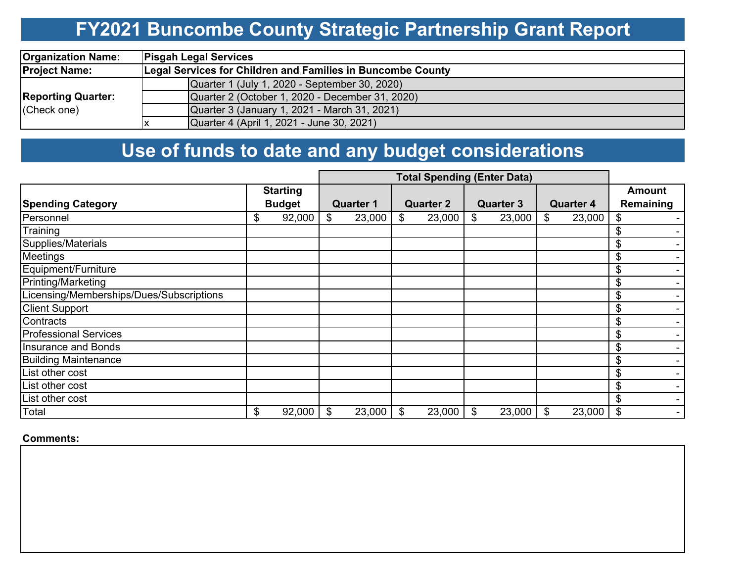# FY2021 Buncombe County Strategic Partnership Grant Report

| | | |
|---|---|---|
| **Organization Name:** | **Pisgah Legal Services** | |
| **Project Name:** | **Legal Services for Children and Families in Buncombe County** | |
| **Reporting Quarter:** (Check one) | | Quarter 1 (July 1, 2020 - September 30, 2020) |
| | | Quarter 2 (October 1, 2020 - December 31, 2020) |
| | | Quarter 3 (January 1, 2021 - March 31, 2021) |
| | x | Quarter 4 (April 1, 2021 - June 30, 2021) |

## Use of funds to date and any budget considerations

| | | Total Spending (Enter Data) | | | | |
|---|---|---|---|---|---|---|
| **Spending Category** | **Starting Budget** | **Quarter 1** | **Quarter 2** | **Quarter 3** | **Quarter 4** | **Amount Remaining** |
| Personnel | $ 92,000 | $ 23,000 | $ 23,000 | $ 23,000 | $ 23,000 | $ - |
| Training | | | | | | $ - |
| Supplies/Materials | | | | | | $ - |
| Meetings | | | | | | $ - |
| Equipment/Furniture | | | | | | $ - |
| Printing/Marketing | | | | | | $ - |
| Licensing/Memberships/Dues/Subscriptions | | | | | | $ - |
| Client Support | | | | | | $ - |
| Contracts | | | | | | $ - |
| Professional Services | | | | | | $ - |
| Insurance and Bonds | | | | | | $ - |
| Building Maintenance | | | | | | $ - |
| List other cost | | | | | | $ - |
| List other cost | | | | | | $ - |
| List other cost | | | | | | $ - |
| Total | $ 92,000 | $ 23,000 | $ 23,000 | $ 23,000 | $ 23,000 | $ - |

**Comments:**